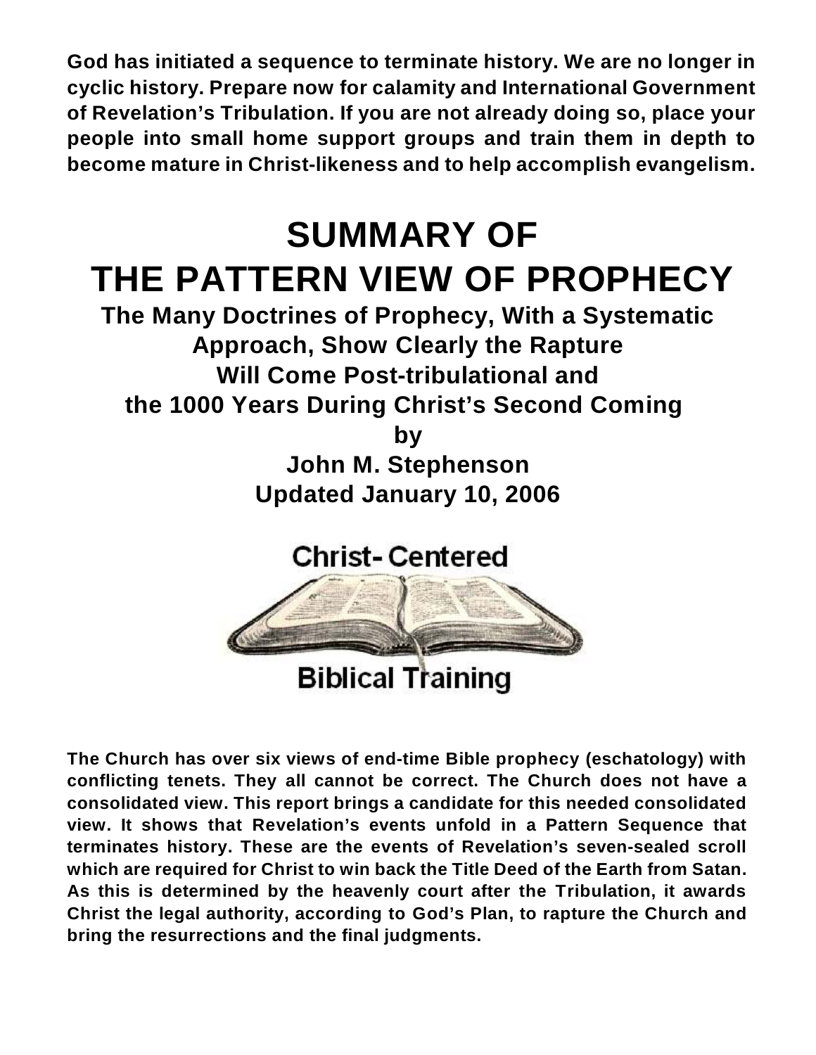**God has initiated a sequence to terminate history. We are no longer in cyclic history. Prepare now for calamity and International Government of Revelation's Tribulation. If you are not already doing so, place your people into small home support groups and train them in depth to become mature in Christ-likeness and to help accomplish evangelism.**

# SUMMARY OF THE PATTERN VIEW OF PROPHECY

## The Many Doctrines of Prophecy, With a Systematic Approach, Show Clearly the Rapture Will Come Post-tribulational and the 1000 Years During Christ's Second Coming

**by**

**John M. Stephenson**

**Updated January 10, 2006**

Christ- Centered

Biblical Training

**The Church has over six views of end-time Bible prophecy (eschatology) with conflicting tenets. They all cannot be correct. The Church does not have a consolidated view. This report brings a candidate for this needed consolidated view. It shows that Revelation's events unfold in a Pattern Sequence that terminates history. These are the events of Revelation's seven-sealed scroll which are required for Christ to win back the Title Deed of the Earth from Satan. As this is determined by the heavenly court after the Tribulation, it awards Christ the legal authority, according to God's Plan, to rapture the Church and bring the resurrections and the final judgments.**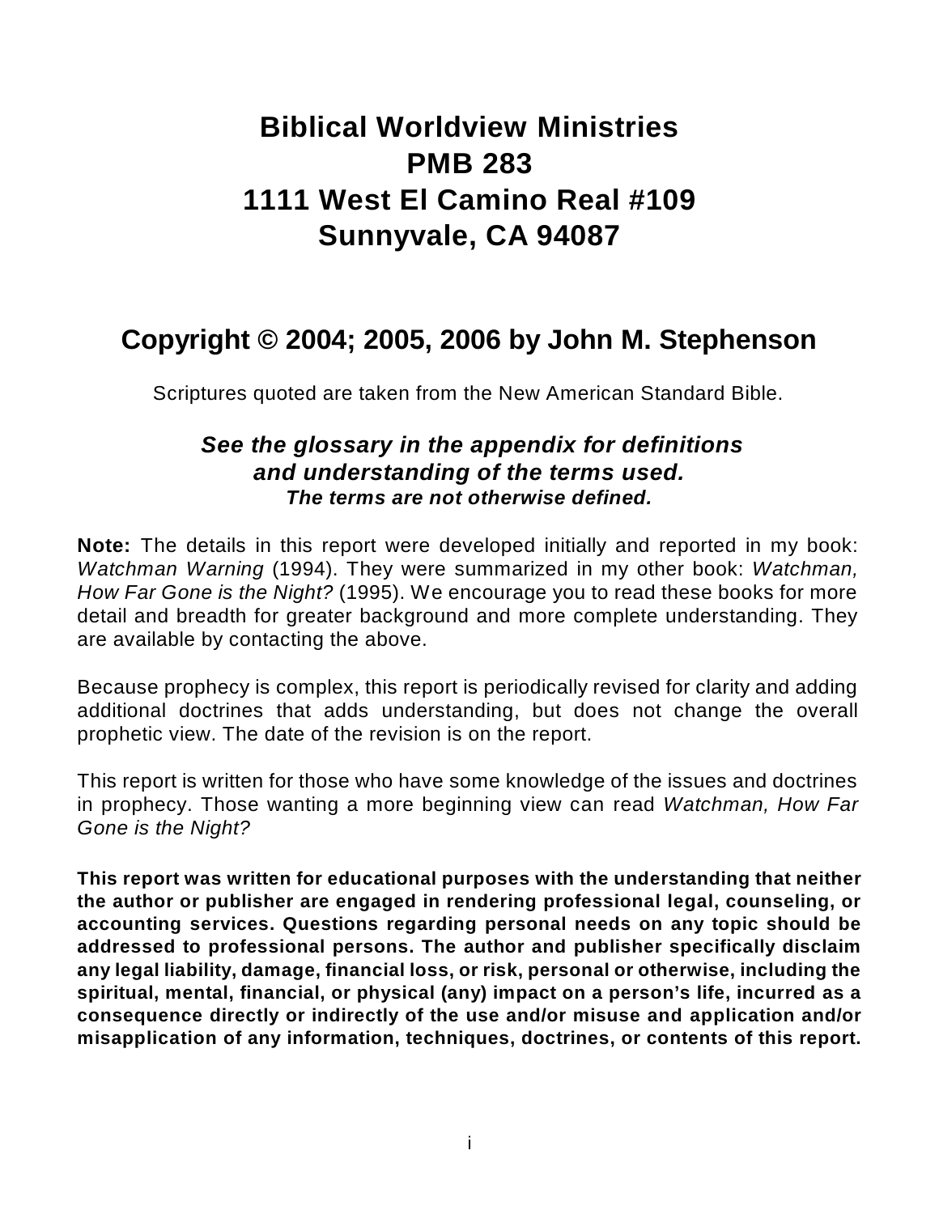# Biblical Worldview Ministries
# PMB 283
# 1111 West El Camino Real #109
# Sunnyvale, CA 94087

## Copyright © 2004; 2005, 2006 by John M. Stephenson

Scriptures quoted are taken from the New American Standard Bible.

***See the glossary in the appendix for definitions and understanding of the terms used.***
***The terms are not otherwise defined.***

**Note:** The details in this report were developed initially and reported in my book: *Watchman Warning* (1994). They were summarized in my other book: *Watchman, How Far Gone is the Night?* (1995). We encourage you to read these books for more detail and breadth for greater background and more complete understanding. They are available by contacting the above.

Because prophecy is complex, this report is periodically revised for clarity and adding additional doctrines that adds understanding, but does not change the overall prophetic view. The date of the revision is on the report.

This report is written for those who have some knowledge of the issues and doctrines in prophecy. Those wanting a more beginning view can read *Watchman, How Far Gone is the Night?*

**This report was written for educational purposes with the understanding that neither the author or publisher are engaged in rendering professional legal, counseling, or accounting services. Questions regarding personal needs on any topic should be addressed to professional persons. The author and publisher specifically disclaim any legal liability, damage, financial loss, or risk, personal or otherwise, including the spiritual, mental, financial, or physical (any) impact on a person's life, incurred as a consequence directly or indirectly of the use and/or misuse and application and/or misapplication of any information, techniques, doctrines, or contents of this report.**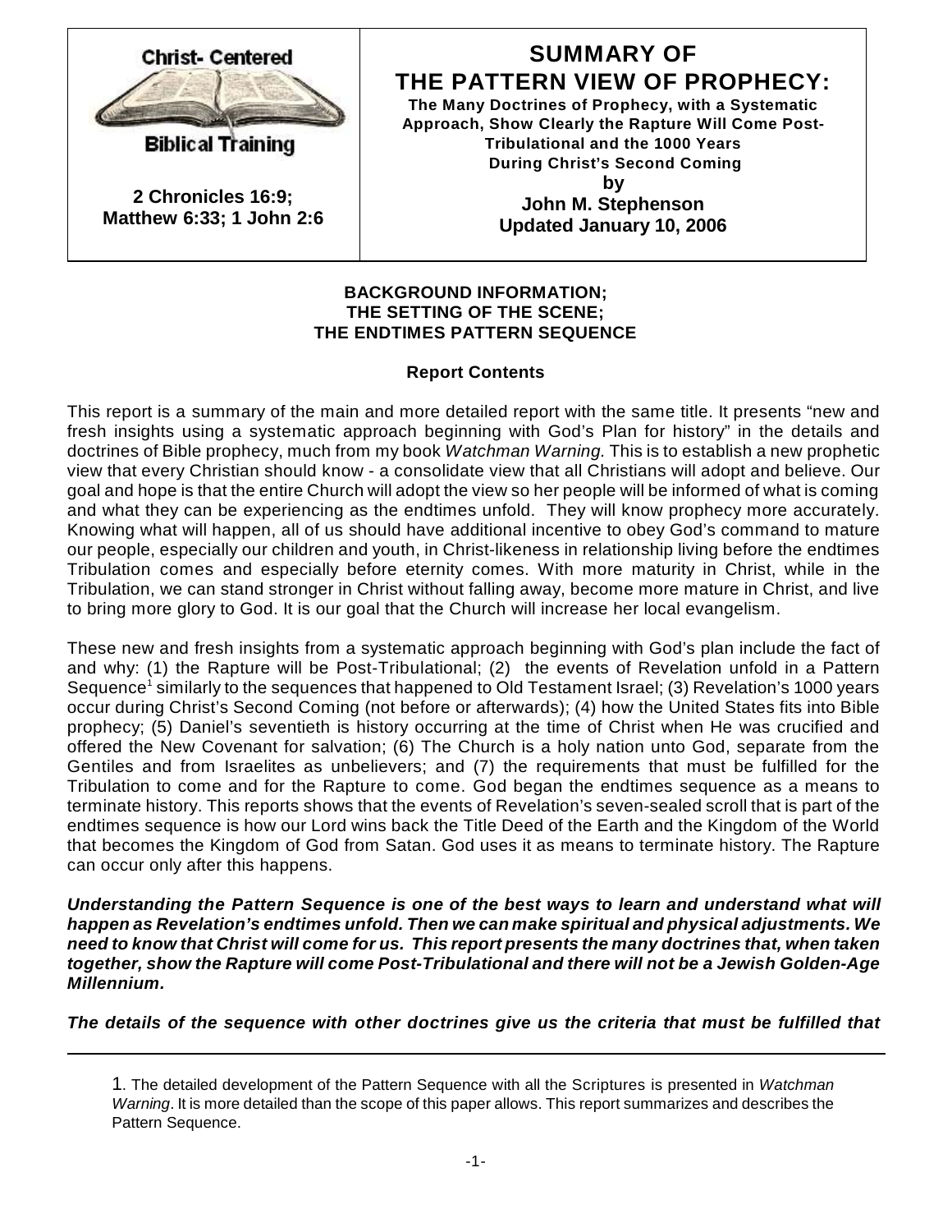| Christ- Centered Biblical Training<br><br>**2 Chronicles 16:9; Matthew 6:33; 1 John 2:6** | **SUMMARY OF THE PATTERN VIEW OF PROPHECY:**<br>**The Many Doctrines of Prophecy, with a Systematic Approach, Show Clearly the Rapture Will Come Post-Tribulational and the 1000 Years During Christ's Second Coming**<br>**by**<br>**John M. Stephenson**<br>**Updated January 10, 2006** |
|---|---|

**BACKGROUND INFORMATION;**
**THE SETTING OF THE SCENE;**
**THE ENDTIMES PATTERN SEQUENCE**

**Report Contents**

This report is a summary of the main and more detailed report with the same title. It presents "new and fresh insights using a systematic approach beginning with God's Plan for history" in the details and doctrines of Bible prophecy, much from my book *Watchman Warning.* This is to establish a new prophetic view that every Christian should know - a consolidate view that all Christians will adopt and believe. Our goal and hope is that the entire Church will adopt the view so her people will be informed of what is coming and what they can be experiencing as the endtimes unfold. They will know prophecy more accurately. Knowing what will happen, all of us should have additional incentive to obey God's command to mature our people, especially our children and youth, in Christ-likeness in relationship living before the endtimes Tribulation comes and especially before eternity comes. With more maturity in Christ, while in the Tribulation, we can stand stronger in Christ without falling away, become more mature in Christ, and live to bring more glory to God. It is our goal that the Church will increase her local evangelism.

These new and fresh insights from a systematic approach beginning with God's plan include the fact of and why: (1) the Rapture will be Post-Tribulational; (2) the events of Revelation unfold in a Pattern Sequence[1] similarly to the sequences that happened to Old Testament Israel; (3) Revelation's 1000 years occur during Christ's Second Coming (not before or afterwards); (4) how the United States fits into Bible prophecy; (5) Daniel's seventieth is history occurring at the time of Christ when He was crucified and offered the New Covenant for salvation; (6) The Church is a holy nation unto God, separate from the Gentiles and from Israelites as unbelievers; and (7) the requirements that must be fulfilled for the Tribulation to come and for the Rapture to come. God began the endtimes sequence as a means to terminate history. This reports shows that the events of Revelation's seven-sealed scroll that is part of the endtimes sequence is how our Lord wins back the Title Deed of the Earth and the Kingdom of the World that becomes the Kingdom of God from Satan. God uses it as means to terminate history. The Rapture can occur only after this happens.

***Understanding the Pattern Sequence is one of the best ways to learn and understand what will happen as Revelation's endtimes unfold. Then we can make spiritual and physical adjustments. We need to know that Christ will come for us. This report presents the many doctrines that, when taken together, show the Rapture will come Post-Tribulational and there will not be a Jewish Golden-Age Millennium.***

***The details of the sequence with other doctrines give us the criteria that must be fulfilled that***

---

1. The detailed development of the Pattern Sequence with all the Scriptures is presented in *Watchman Warning*. It is more detailed than the scope of this paper allows. This report summarizes and describes the Pattern Sequence.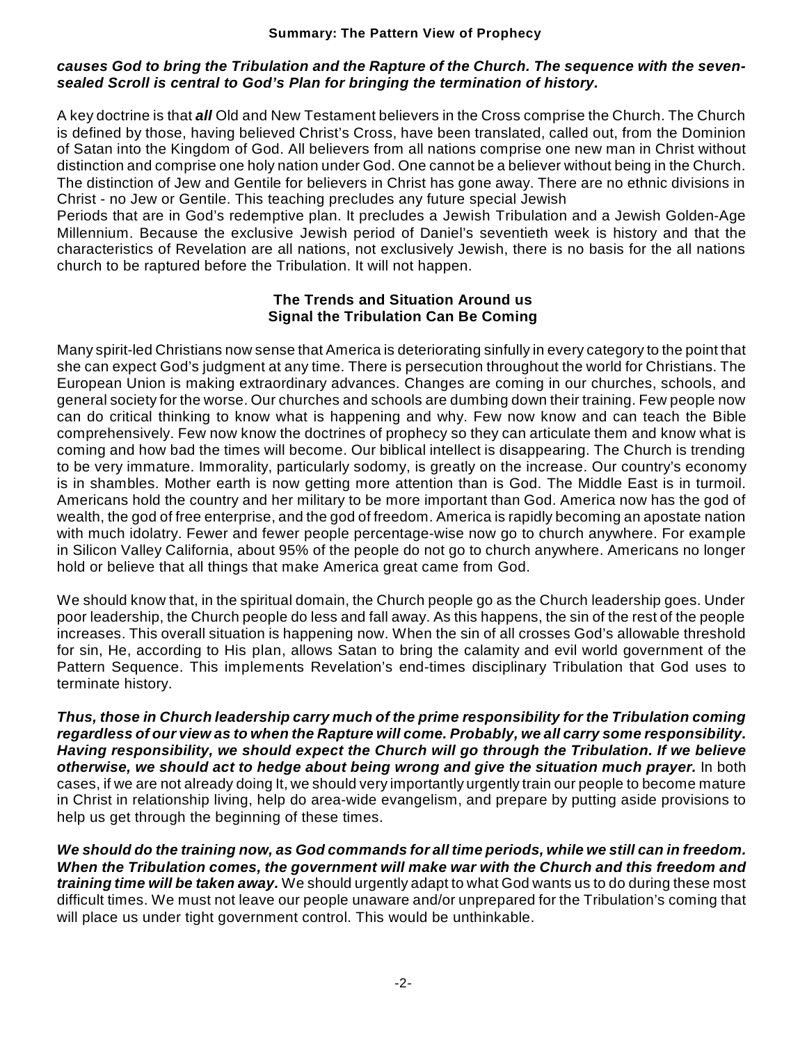***causes God to bring the Tribulation and the Rapture of the Church. The sequence with the seven-sealed Scroll is central to God's Plan for bringing the termination of history.***

A key doctrine is that ***all*** Old and New Testament believers in the Cross comprise the Church. The Church is defined by those, having believed Christ's Cross, have been translated, called out, from the Dominion of Satan into the Kingdom of God. All believers from all nations comprise one new man in Christ without distinction and comprise one holy nation under God. One cannot be a believer without being in the Church. The distinction of Jew and Gentile for believers in Christ has gone away. There are no ethnic divisions in Christ - no Jew or Gentile. This teaching precludes any future special Jewish
Periods that are in God's redemptive plan. It precludes a Jewish Tribulation and a Jewish Golden-Age Millennium. Because the exclusive Jewish period of Daniel's seventieth week is history and that the characteristics of Revelation are all nations, not exclusively Jewish, there is no basis for the all nations church to be raptured before the Tribulation. It will not happen.

## The Trends and Situation Around us Signal the Tribulation Can Be Coming

Many spirit-led Christians now sense that America is deteriorating sinfully in every category to the point that she can expect God's judgment at any time. There is persecution throughout the world for Christians. The European Union is making extraordinary advances. Changes are coming in our churches, schools, and general society for the worse. Our churches and schools are dumbing down their training. Few people now can do critical thinking to know what is happening and why. Few now know and can teach the Bible comprehensively. Few now know the doctrines of prophecy so they can articulate them and know what is coming and how bad the times will become. Our biblical intellect is disappearing. The Church is trending to be very immature. Immorality, particularly sodomy, is greatly on the increase. Our country's economy is in shambles. Mother earth is now getting more attention than is God. The Middle East is in turmoil. Americans hold the country and her military to be more important than God. America now has the god of wealth, the god of free enterprise, and the god of freedom. America is rapidly becoming an apostate nation with much idolatry. Fewer and fewer people percentage-wise now go to church anywhere. For example in Silicon Valley California, about 95% of the people do not go to church anywhere. Americans no longer hold or believe that all things that make America great came from God.

We should know that, in the spiritual domain, the Church people go as the Church leadership goes. Under poor leadership, the Church people do less and fall away. As this happens, the sin of the rest of the people increases. This overall situation is happening now. When the sin of all crosses God's allowable threshold for sin, He, according to His plan, allows Satan to bring the calamity and evil world government of the Pattern Sequence. This implements Revelation's end-times disciplinary Tribulation that God uses to terminate history.

***Thus, those in Church leadership carry much of the prime responsibility for the Tribulation coming regardless of our view as to when the Rapture will come. Probably, we all carry some responsibility. Having responsibility, we should expect the Church will go through the Tribulation. If we believe otherwise, we should act to hedge about being wrong and give the situation much prayer.*** In both cases, if we are not already doing It, we should very importantly urgently train our people to become mature in Christ in relationship living, help do area-wide evangelism, and prepare by putting aside provisions to help us get through the beginning of these times.

***We should do the training now, as God commands for all time periods, while we still can in freedom. When the Tribulation comes, the government will make war with the Church and this freedom and training time will be taken away.*** We should urgently adapt to what God wants us to do during these most difficult times. We must not leave our people unaware and/or unprepared for the Tribulation's coming that will place us under tight government control. This would be unthinkable.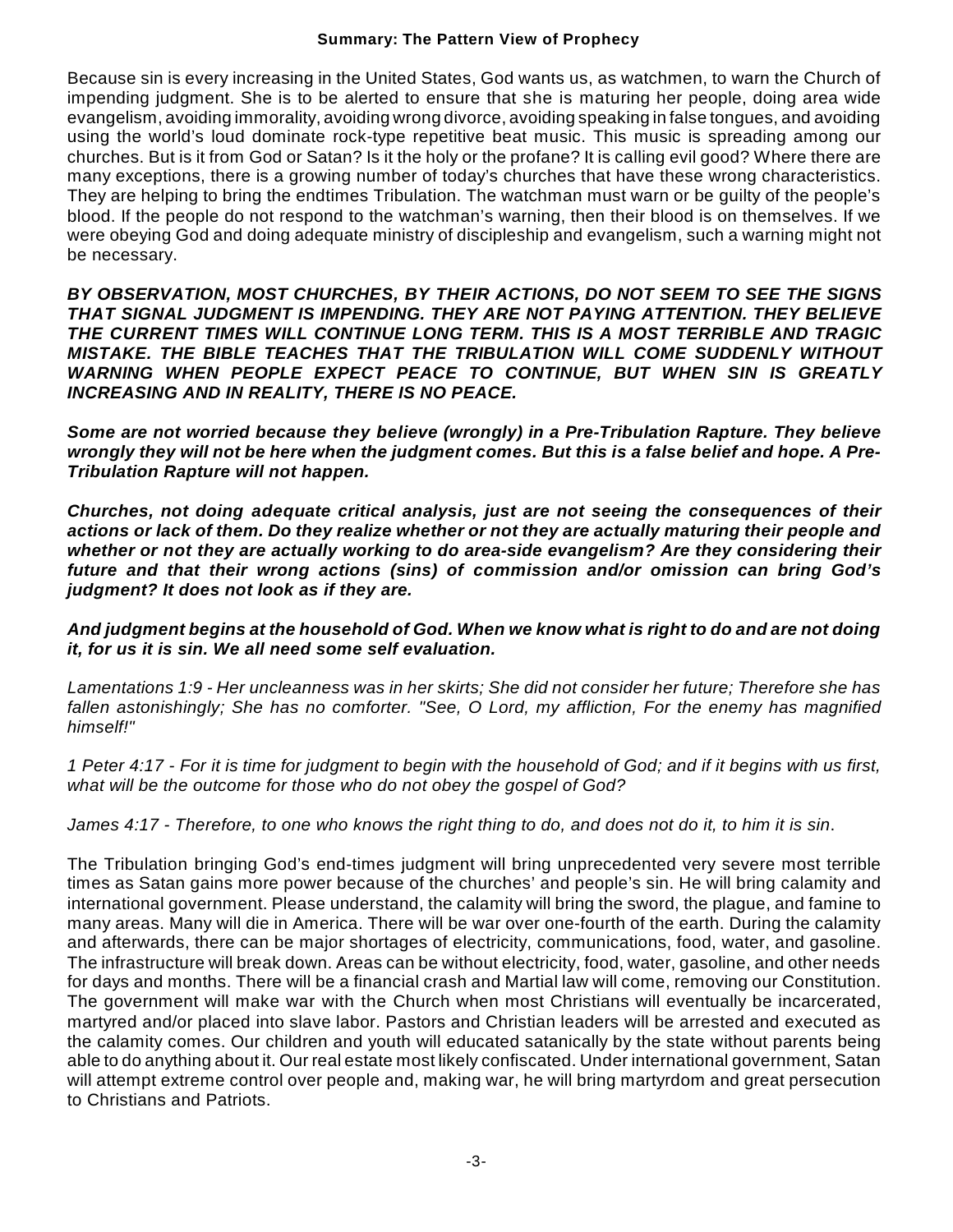**Summary: The Pattern View of Prophecy**

Because sin is every increasing in the United States, God wants us, as watchmen, to warn the Church of impending judgment. She is to be alerted to ensure that she is maturing her people, doing area wide evangelism, avoiding immorality, avoiding wrong divorce, avoiding speaking in false tongues, and avoiding using the world's loud dominate rock-type repetitive beat music. This music is spreading among our churches. But is it from God or Satan? Is it the holy or the profane? It is calling evil good? Where there are many exceptions, there is a growing number of today's churches that have these wrong characteristics. They are helping to bring the endtimes Tribulation. The watchman must warn or be guilty of the people's blood. If the people do not respond to the watchman's warning, then their blood is on themselves. If we were obeying God and doing adequate ministry of discipleship and evangelism, such a warning might not be necessary.

***BY OBSERVATION, MOST CHURCHES, BY THEIR ACTIONS, DO NOT SEEM TO SEE THE SIGNS THAT SIGNAL JUDGMENT IS IMPENDING. THEY ARE NOT PAYING ATTENTION. THEY BELIEVE THE CURRENT TIMES WILL CONTINUE LONG TERM. THIS IS A MOST TERRIBLE AND TRAGIC MISTAKE. THE BIBLE TEACHES THAT THE TRIBULATION WILL COME SUDDENLY WITHOUT WARNING WHEN PEOPLE EXPECT PEACE TO CONTINUE, BUT WHEN SIN IS GREATLY INCREASING AND IN REALITY, THERE IS NO PEACE.***

***Some are not worried because they believe (wrongly) in a Pre-Tribulation Rapture. They believe wrongly they will not be here when the judgment comes. But this is a false belief and hope. A Pre-Tribulation Rapture will not happen.***

***Churches, not doing adequate critical analysis, just are not seeing the consequences of their actions or lack of them. Do they realize whether or not they are actually maturing their people and whether or not they are actually working to do area-side evangelism? Are they considering their future and that their wrong actions (sins) of commission and/or omission can bring God's judgment? It does not look as if they are.***

***And judgment begins at the household of God. When we know what is right to do and are not doing it, for us it is sin. We all need some self evaluation.***

*Lamentations 1:9 - Her uncleanness was in her skirts; She did not consider her future; Therefore she has fallen astonishingly; She has no comforter. "See, O Lord, my affliction, For the enemy has magnified himself!"*

*1 Peter 4:17 - For it is time for judgment to begin with the household of God; and if it begins with us first, what will be the outcome for those who do not obey the gospel of God?*

*James 4:17 - Therefore, to one who knows the right thing to do, and does not do it, to him it is sin*.

The Tribulation bringing God's end-times judgment will bring unprecedented very severe most terrible times as Satan gains more power because of the churches' and people's sin. He will bring calamity and international government. Please understand, the calamity will bring the sword, the plague, and famine to many areas. Many will die in America. There will be war over one-fourth of the earth. During the calamity and afterwards, there can be major shortages of electricity, communications, food, water, and gasoline. The infrastructure will break down. Areas can be without electricity, food, water, gasoline, and other needs for days and months. There will be a financial crash and Martial law will come, removing our Constitution. The government will make war with the Church when most Christians will eventually be incarcerated, martyred and/or placed into slave labor. Pastors and Christian leaders will be arrested and executed as the calamity comes. Our children and youth will educated satanically by the state without parents being able to do anything about it. Our real estate most likely confiscated. Under international government, Satan will attempt extreme control over people and, making war, he will bring martyrdom and great persecution to Christians and Patriots.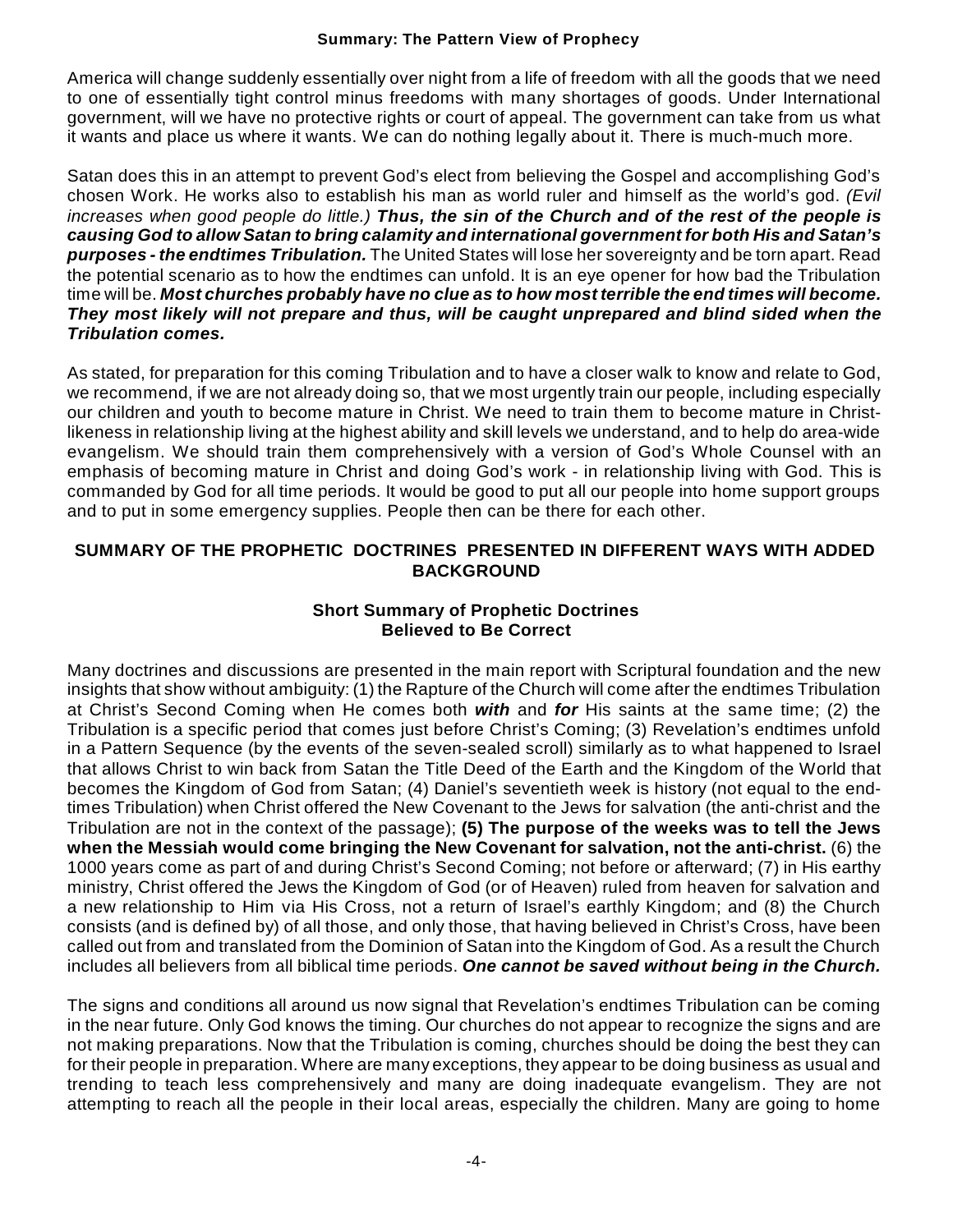America will change suddenly essentially over night from a life of freedom with all the goods that we need to one of essentially tight control minus freedoms with many shortages of goods. Under International government, will we have no protective rights or court of appeal. The government can take from us what it wants and place us where it wants. We can do nothing legally about it. There is much-much more.

Satan does this in an attempt to prevent God's elect from believing the Gospel and accomplishing God's chosen Work. He works also to establish his man as world ruler and himself as the world's god. *(Evil increases when good people do little.)* ***Thus, the sin of the Church and of the rest of the people is causing God to allow Satan to bring calamity and international government for both His and Satan's purposes - the endtimes Tribulation.*** The United States will lose her sovereignty and be torn apart. Read the potential scenario as to how the endtimes can unfold. It is an eye opener for how bad the Tribulation time will be. ***Most churches probably have no clue as to how most terrible the end times will become. They most likely will not prepare and thus, will be caught unprepared and blind sided when the Tribulation comes.***

As stated, for preparation for this coming Tribulation and to have a closer walk to know and relate to God, we recommend, if we are not already doing so, that we most urgently train our people, including especially our children and youth to become mature in Christ. We need to train them to become mature in Christ-likeness in relationship living at the highest ability and skill levels we understand, and to help do area-wide evangelism. We should train them comprehensively with a version of God's Whole Counsel with an emphasis of becoming mature in Christ and doing God's work - in relationship living with God. This is commanded by God for all time periods. It would be good to put all our people into home support groups and to put in some emergency supplies. People then can be there for each other.

## SUMMARY OF THE PROPHETIC DOCTRINES PRESENTED IN DIFFERENT WAYS WITH ADDED BACKGROUND

### Short Summary of Prophetic Doctrines Believed to Be Correct

Many doctrines and discussions are presented in the main report with Scriptural foundation and the new insights that show without ambiguity: (1) the Rapture of the Church will come after the endtimes Tribulation at Christ's Second Coming when He comes both ***with*** and ***for*** His saints at the same time; (2) the Tribulation is a specific period that comes just before Christ's Coming; (3) Revelation's endtimes unfold in a Pattern Sequence (by the events of the seven-sealed scroll) similarly as to what happened to Israel that allows Christ to win back from Satan the Title Deed of the Earth and the Kingdom of the World that becomes the Kingdom of God from Satan; (4) Daniel's seventieth week is history (not equal to the end-times Tribulation) when Christ offered the New Covenant to the Jews for salvation (the anti-christ and the Tribulation are not in the context of the passage); **(5) The purpose of the weeks was to tell the Jews when the Messiah would come bringing the New Covenant for salvation, not the anti-christ.** (6) the 1000 years come as part of and during Christ's Second Coming; not before or afterward; (7) in His earthy ministry, Christ offered the Jews the Kingdom of God (or of Heaven) ruled from heaven for salvation and a new relationship to Him via His Cross, not a return of Israel's earthly Kingdom; and (8) the Church consists (and is defined by) of all those, and only those, that having believed in Christ's Cross, have been called out from and translated from the Dominion of Satan into the Kingdom of God. As a result the Church includes all believers from all biblical time periods. ***One cannot be saved without being in the Church.***

The signs and conditions all around us now signal that Revelation's endtimes Tribulation can be coming in the near future. Only God knows the timing. Our churches do not appear to recognize the signs and are not making preparations. Now that the Tribulation is coming, churches should be doing the best they can for their people in preparation. Where are many exceptions, they appear to be doing business as usual and trending to teach less comprehensively and many are doing inadequate evangelism. They are not attempting to reach all the people in their local areas, especially the children. Many are going to home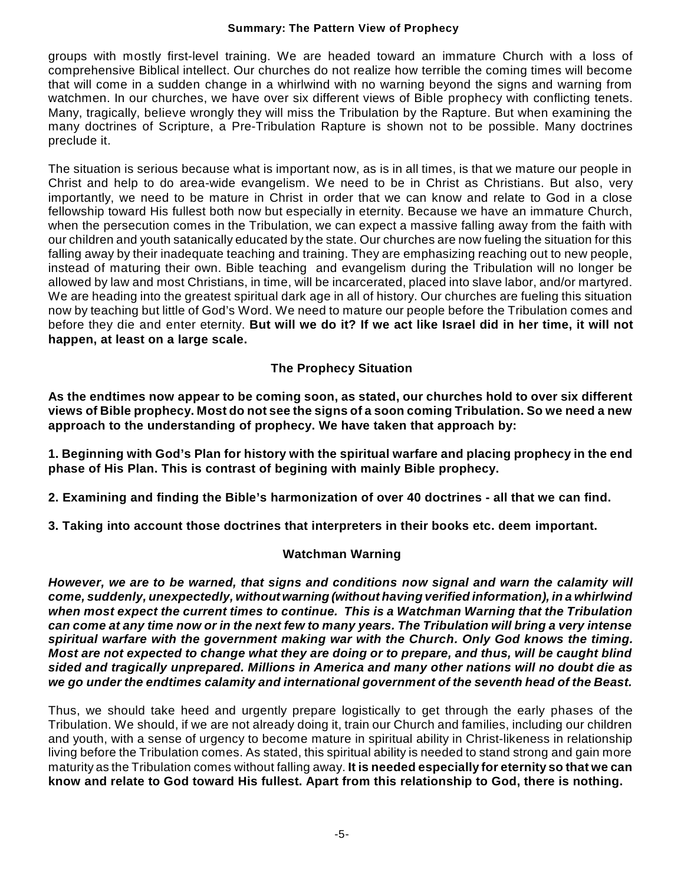groups with mostly first-level training. We are headed toward an immature Church with a loss of comprehensive Biblical intellect. Our churches do not realize how terrible the coming times will become that will come in a sudden change in a whirlwind with no warning beyond the signs and warning from watchmen. In our churches, we have over six different views of Bible prophecy with conflicting tenets. Many, tragically, believe wrongly they will miss the Tribulation by the Rapture. But when examining the many doctrines of Scripture, a Pre-Tribulation Rapture is shown not to be possible. Many doctrines preclude it.

The situation is serious because what is important now, as is in all times, is that we mature our people in Christ and help to do area-wide evangelism. We need to be in Christ as Christians. But also, very importantly, we need to be mature in Christ in order that we can know and relate to God in a close fellowship toward His fullest both now but especially in eternity. Because we have an immature Church, when the persecution comes in the Tribulation, we can expect a massive falling away from the faith with our children and youth satanically educated by the state. Our churches are now fueling the situation for this falling away by their inadequate teaching and training. They are emphasizing reaching out to new people, instead of maturing their own. Bible teaching and evangelism during the Tribulation will no longer be allowed by law and most Christians, in time, will be incarcerated, placed into slave labor, and/or martyred. We are heading into the greatest spiritual dark age in all of history. Our churches are fueling this situation now by teaching but little of God's Word. We need to mature our people before the Tribulation comes and before they die and enter eternity. **But will we do it? If we act like Israel did in her time, it will not happen, at least on a large scale.**

## The Prophecy Situation

**As the endtimes now appear to be coming soon, as stated, our churches hold to over six different views of Bible prophecy. Most do not see the signs of a soon coming Tribulation. So we need a new approach to the understanding of prophecy. We have taken that approach by:**

**1. Beginning with God's Plan for history with the spiritual warfare and placing prophecy in the end phase of His Plan. This is contrast of begining with mainly Bible prophecy.**

**2. Examining and finding the Bible's harmonization of over 40 doctrines - all that we can find.**

**3. Taking into account those doctrines that interpreters in their books etc. deem important.**

## Watchman Warning

***However, we are to be warned, that signs and conditions now signal and warn the calamity will come, suddenly, unexpectedly, without warning (without having verified information), in a whirlwind when most expect the current times to continue. This is a Watchman Warning that the Tribulation can come at any time now or in the next few to many years. The Tribulation will bring a very intense spiritual warfare with the government making war with the Church. Only God knows the timing. Most are not expected to change what they are doing or to prepare, and thus, will be caught blind sided and tragically unprepared. Millions in America and many other nations will no doubt die as we go under the endtimes calamity and international government of the seventh head of the Beast.***

Thus, we should take heed and urgently prepare logistically to get through the early phases of the Tribulation. We should, if we are not already doing it, train our Church and families, including our children and youth, with a sense of urgency to become mature in spiritual ability in Christ-likeness in relationship living before the Tribulation comes. As stated, this spiritual ability is needed to stand strong and gain more maturity as the Tribulation comes without falling away. **It is needed especially for eternity so that we can know and relate to God toward His fullest. Apart from this relationship to God, there is nothing.**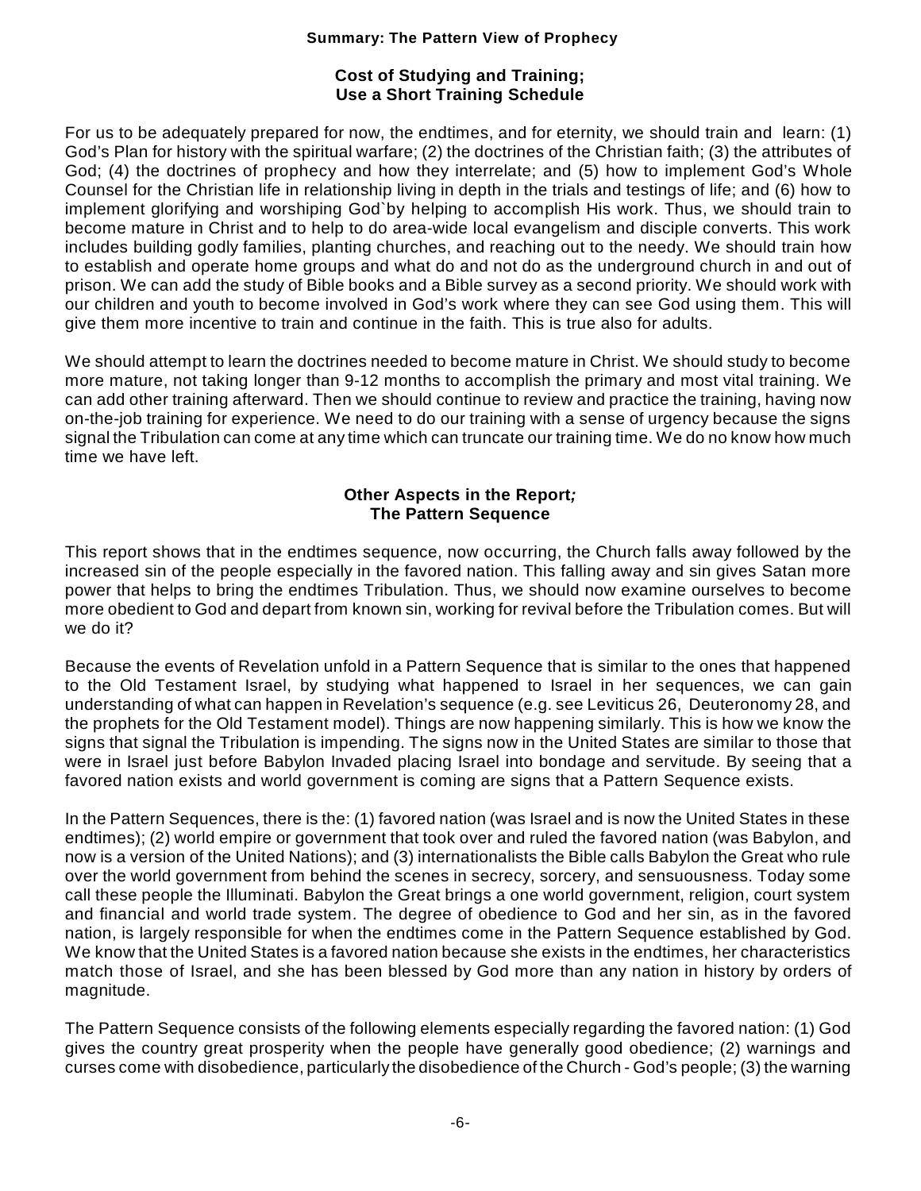## Cost of Studying and Training; Use a Short Training Schedule

For us to be adequately prepared for now, the endtimes, and for eternity, we should train and learn: (1) God's Plan for history with the spiritual warfare; (2) the doctrines of the Christian faith; (3) the attributes of God; (4) the doctrines of prophecy and how they interrelate; and (5) how to implement God's Whole Counsel for the Christian life in relationship living in depth in the trials and testings of life; and (6) how to implement glorifying and worshiping God`by helping to accomplish His work. Thus, we should train to become mature in Christ and to help to do area-wide local evangelism and disciple converts. This work includes building godly families, planting churches, and reaching out to the needy. We should train how to establish and operate home groups and what do and not do as the underground church in and out of prison. We can add the study of Bible books and a Bible survey as a second priority. We should work with our children and youth to become involved in God's work where they can see God using them. This will give them more incentive to train and continue in the faith. This is true also for adults.

We should attempt to learn the doctrines needed to become mature in Christ. We should study to become more mature, not taking longer than 9-12 months to accomplish the primary and most vital training. We can add other training afterward. Then we should continue to review and practice the training, having now on-the-job training for experience. We need to do our training with a sense of urgency because the signs signal the Tribulation can come at any time which can truncate our training time. We do no know how much time we have left.

## Other Aspects in the Report; The Pattern Sequence

This report shows that in the endtimes sequence, now occurring, the Church falls away followed by the increased sin of the people especially in the favored nation. This falling away and sin gives Satan more power that helps to bring the endtimes Tribulation. Thus, we should now examine ourselves to become more obedient to God and depart from known sin, working for revival before the Tribulation comes. But will we do it?

Because the events of Revelation unfold in a Pattern Sequence that is similar to the ones that happened to the Old Testament Israel, by studying what happened to Israel in her sequences, we can gain understanding of what can happen in Revelation's sequence (e.g. see Leviticus 26, Deuteronomy 28, and the prophets for the Old Testament model). Things are now happening similarly. This is how we know the signs that signal the Tribulation is impending. The signs now in the United States are similar to those that were in Israel just before Babylon Invaded placing Israel into bondage and servitude. By seeing that a favored nation exists and world government is coming are signs that a Pattern Sequence exists.

In the Pattern Sequences, there is the: (1) favored nation (was Israel and is now the United States in these endtimes); (2) world empire or government that took over and ruled the favored nation (was Babylon, and now is a version of the United Nations); and (3) internationalists the Bible calls Babylon the Great who rule over the world government from behind the scenes in secrecy, sorcery, and sensuousness. Today some call these people the Illuminati. Babylon the Great brings a one world government, religion, court system and financial and world trade system. The degree of obedience to God and her sin, as in the favored nation, is largely responsible for when the endtimes come in the Pattern Sequence established by God. We know that the United States is a favored nation because she exists in the endtimes, her characteristics match those of Israel, and she has been blessed by God more than any nation in history by orders of magnitude.

The Pattern Sequence consists of the following elements especially regarding the favored nation: (1) God gives the country great prosperity when the people have generally good obedience; (2) warnings and curses come with disobedience, particularly the disobedience of the Church - God's people; (3) the warning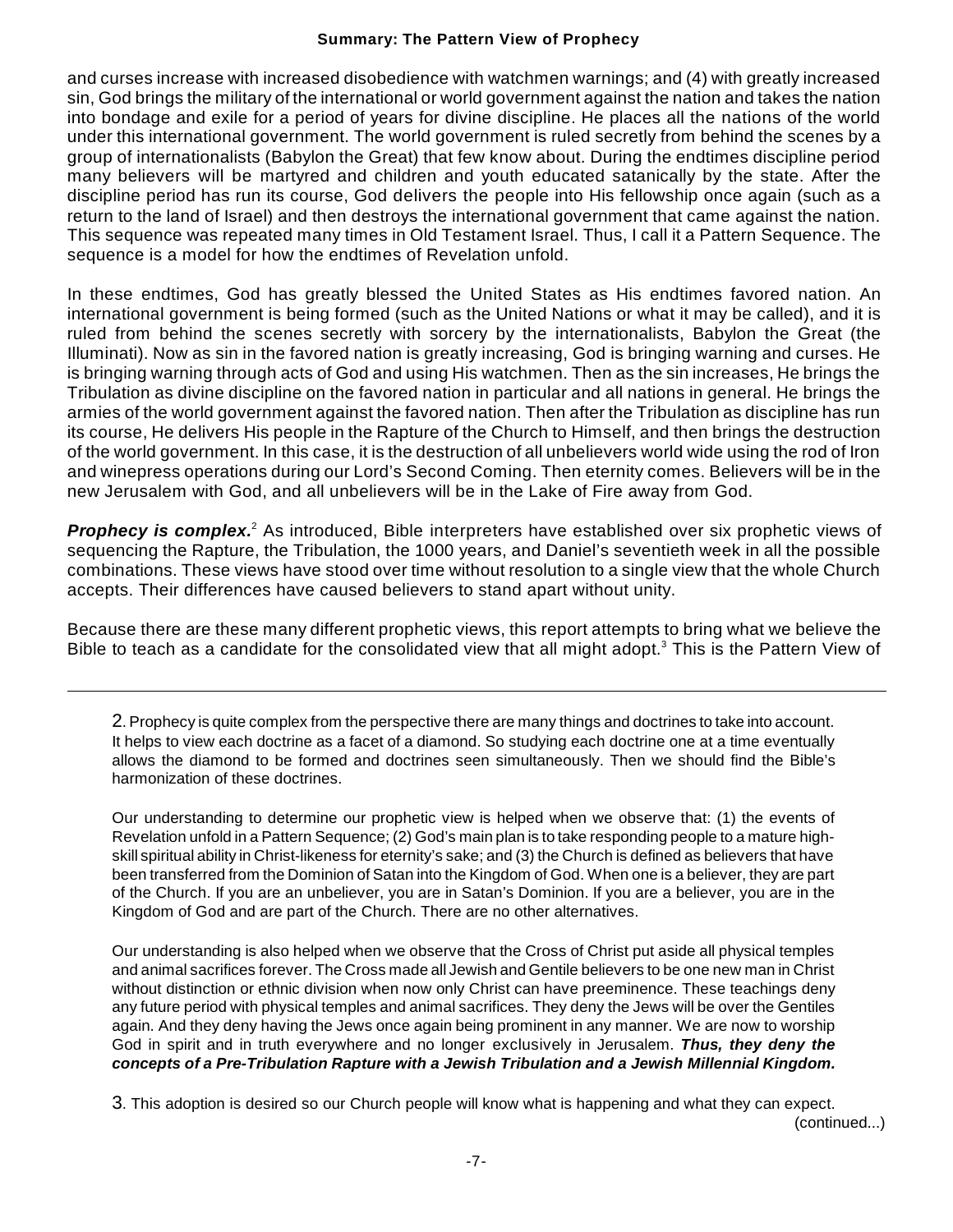and curses increase with increased disobedience with watchmen warnings; and (4) with greatly increased sin, God brings the military of the international or world government against the nation and takes the nation into bondage and exile for a period of years for divine discipline. He places all the nations of the world under this international government. The world government is ruled secretly from behind the scenes by a group of internationalists (Babylon the Great) that few know about. During the endtimes discipline period many believers will be martyred and children and youth educated satanically by the state. After the discipline period has run its course, God delivers the people into His fellowship once again (such as a return to the land of Israel) and then destroys the international government that came against the nation. This sequence was repeated many times in Old Testament Israel. Thus, I call it a Pattern Sequence. The sequence is a model for how the endtimes of Revelation unfold.

In these endtimes, God has greatly blessed the United States as His endtimes favored nation. An international government is being formed (such as the United Nations or what it may be called), and it is ruled from behind the scenes secretly with sorcery by the internationalists, Babylon the Great (the Illuminati). Now as sin in the favored nation is greatly increasing, God is bringing warning and curses. He is bringing warning through acts of God and using His watchmen. Then as the sin increases, He brings the Tribulation as divine discipline on the favored nation in particular and all nations in general. He brings the armies of the world government against the favored nation. Then after the Tribulation as discipline has run its course, He delivers His people in the Rapture of the Church to Himself, and then brings the destruction of the world government. In this case, it is the destruction of all unbelievers world wide using the rod of Iron and winepress operations during our Lord's Second Coming. Then eternity comes. Believers will be in the new Jerusalem with God, and all unbelievers will be in the Lake of Fire away from God.

***Prophecy is complex.***[2] As introduced, Bible interpreters have established over six prophetic views of sequencing the Rapture, the Tribulation, the 1000 years, and Daniel's seventieth week in all the possible combinations. These views have stood over time without resolution to a single view that the whole Church accepts. Their differences have caused believers to stand apart without unity.

Because there are these many different prophetic views, this report attempts to bring what we believe the Bible to teach as a candidate for the consolidated view that all might adopt.[3] This is the Pattern View of

---

2. Prophecy is quite complex from the perspective there are many things and doctrines to take into account. It helps to view each doctrine as a facet of a diamond. So studying each doctrine one at a time eventually allows the diamond to be formed and doctrines seen simultaneously. Then we should find the Bible's harmonization of these doctrines.

Our understanding to determine our prophetic view is helped when we observe that: (1) the events of Revelation unfold in a Pattern Sequence; (2) God's main plan is to take responding people to a mature high-skill spiritual ability in Christ-likeness for eternity's sake; and (3) the Church is defined as believers that have been transferred from the Dominion of Satan into the Kingdom of God. When one is a believer, they are part of the Church. If you are an unbeliever, you are in Satan's Dominion. If you are a believer, you are in the Kingdom of God and are part of the Church. There are no other alternatives.

Our understanding is also helped when we observe that the Cross of Christ put aside all physical temples and animal sacrifices forever. The Cross made all Jewish and Gentile believers to be one new man in Christ without distinction or ethnic division when now only Christ can have preeminence. These teachings deny any future period with physical temples and animal sacrifices. They deny the Jews will be over the Gentiles again. And they deny having the Jews once again being prominent in any manner. We are now to worship God in spirit and in truth everywhere and no longer exclusively in Jerusalem. ***Thus, they deny the concepts of a Pre-Tribulation Rapture with a Jewish Tribulation and a Jewish Millennial Kingdom.***

3. This adoption is desired so our Church people will know what is happening and what they can expect.

(continued...)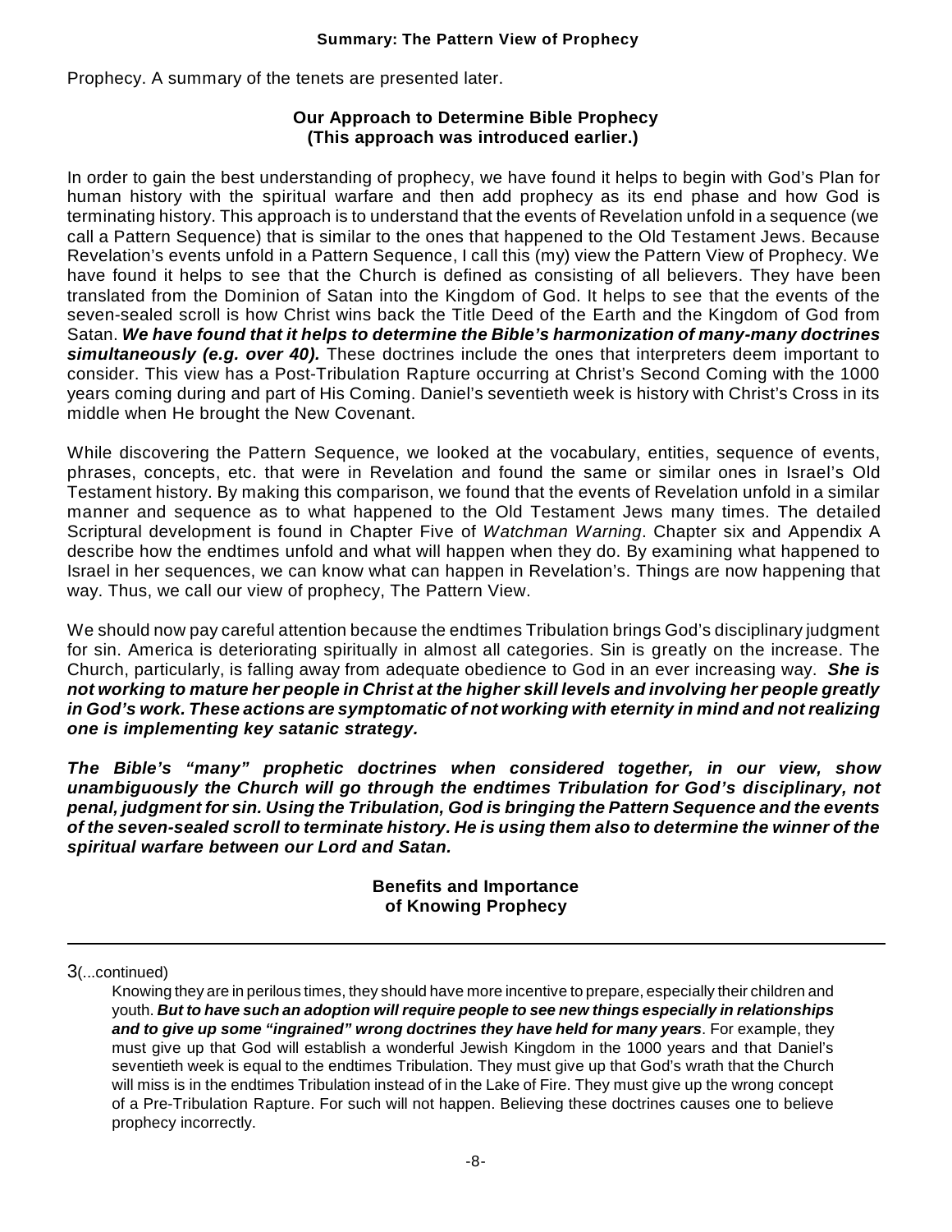Prophecy. A summary of the tenets are presented later.

**Our Approach to Determine Bible Prophecy**
**(This approach was introduced earlier.)**

In order to gain the best understanding of prophecy, we have found it helps to begin with God's Plan for human history with the spiritual warfare and then add prophecy as its end phase and how God is terminating history. This approach is to understand that the events of Revelation unfold in a sequence (we call a Pattern Sequence) that is similar to the ones that happened to the Old Testament Jews. Because Revelation's events unfold in a Pattern Sequence, I call this (my) view the Pattern View of Prophecy. We have found it helps to see that the Church is defined as consisting of all believers. They have been translated from the Dominion of Satan into the Kingdom of God. It helps to see that the events of the seven-sealed scroll is how Christ wins back the Title Deed of the Earth and the Kingdom of God from Satan. ***We have found that it helps to determine the Bible's harmonization of many-many doctrines simultaneously (e.g. over 40).*** These doctrines include the ones that interpreters deem important to consider. This view has a Post-Tribulation Rapture occurring at Christ's Second Coming with the 1000 years coming during and part of His Coming. Daniel's seventieth week is history with Christ's Cross in its middle when He brought the New Covenant.

While discovering the Pattern Sequence, we looked at the vocabulary, entities, sequence of events, phrases, concepts, etc. that were in Revelation and found the same or similar ones in Israel's Old Testament history. By making this comparison, we found that the events of Revelation unfold in a similar manner and sequence as to what happened to the Old Testament Jews many times. The detailed Scriptural development is found in Chapter Five of *Watchman Warning*. Chapter six and Appendix A describe how the endtimes unfold and what will happen when they do. By examining what happened to Israel in her sequences, we can know what can happen in Revelation's. Things are now happening that way. Thus, we call our view of prophecy, The Pattern View.

We should now pay careful attention because the endtimes Tribulation brings God's disciplinary judgment for sin. America is deteriorating spiritually in almost all categories. Sin is greatly on the increase. The Church, particularly, is falling away from adequate obedience to God in an ever increasing way. ***She is not working to mature her people in Christ at the higher skill levels and involving her people greatly in God's work. These actions are symptomatic of not working with eternity in mind and not realizing one is implementing key satanic strategy.***

***The Bible's "many" prophetic doctrines when considered together, in our view, show unambiguously the Church will go through the endtimes Tribulation for God's disciplinary, not penal, judgment for sin. Using the Tribulation, God is bringing the Pattern Sequence and the events of the seven-sealed scroll to terminate history. He is using them also to determine the winner of the spiritual warfare between our Lord and Satan.***

**Benefits and Importance**
**of Knowing Prophecy**

---

3(...continued)

Knowing they are in perilous times, they should have more incentive to prepare, especially their children and youth. ***But to have such an adoption will require people to see new things especially in relationships and to give up some "ingrained" wrong doctrines they have held for many years***. For example, they must give up that God will establish a wonderful Jewish Kingdom in the 1000 years and that Daniel's seventieth week is equal to the endtimes Tribulation. They must give up that God's wrath that the Church will miss is in the endtimes Tribulation instead of in the Lake of Fire. They must give up the wrong concept of a Pre-Tribulation Rapture. For such will not happen. Believing these doctrines causes one to believe prophecy incorrectly.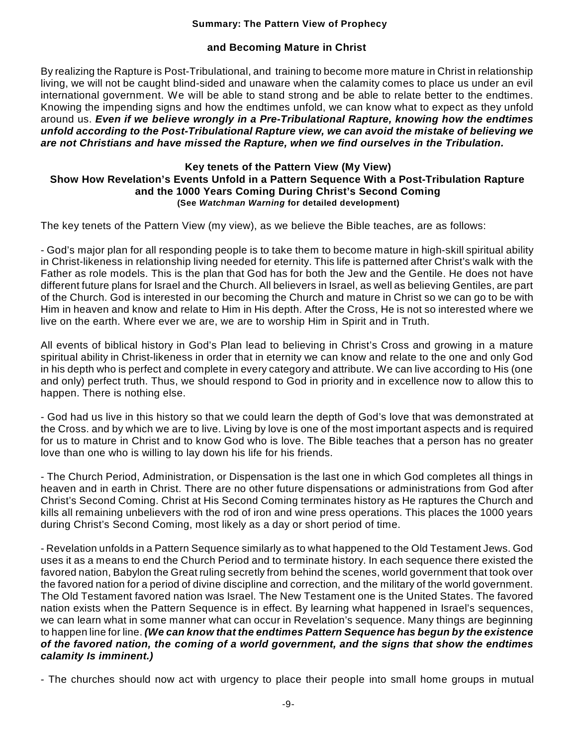**Summary: The Pattern View of Prophecy**

**and Becoming Mature in Christ**

By realizing the Rapture is Post-Tribulational, and training to become more mature in Christ in relationship living, we will not be caught blind-sided and unaware when the calamity comes to place us under an evil international government. We will be able to stand strong and be able to relate better to the endtimes. Knowing the impending signs and how the endtimes unfold, we can know what to expect as they unfold around us. ***Even if we believe wrongly in a Pre-Tribulational Rapture, knowing how the endtimes unfold according to the Post-Tribulational Rapture view, we can avoid the mistake of believing we are not Christians and have missed the Rapture, when we find ourselves in the Tribulation.***

**Key tenets of the Pattern View (My View)**
**Show How Revelation's Events Unfold in a Pattern Sequence With a Post-Tribulation Rapture and the 1000 Years Coming During Christ's Second Coming**
**(See *Watchman Warning* for detailed development)**

The key tenets of the Pattern View (my view), as we believe the Bible teaches, are as follows:

- God's major plan for all responding people is to take them to become mature in high-skill spiritual ability in Christ-likeness in relationship living needed for eternity. This life is patterned after Christ's walk with the Father as role models. This is the plan that God has for both the Jew and the Gentile. He does not have different future plans for Israel and the Church. All believers in Israel, as well as believing Gentiles, are part of the Church. God is interested in our becoming the Church and mature in Christ so we can go to be with Him in heaven and know and relate to Him in His depth. After the Cross, He is not so interested where we live on the earth. Where ever we are, we are to worship Him in Spirit and in Truth.

All events of biblical history in God's Plan lead to believing in Christ's Cross and growing in a mature spiritual ability in Christ-likeness in order that in eternity we can know and relate to the one and only God in his depth who is perfect and complete in every category and attribute. We can live according to His (one and only) perfect truth. Thus, we should respond to God in priority and in excellence now to allow this to happen. There is nothing else.

- God had us live in this history so that we could learn the depth of God's love that was demonstrated at the Cross. and by which we are to live. Living by love is one of the most important aspects and is required for us to mature in Christ and to know God who is love. The Bible teaches that a person has no greater love than one who is willing to lay down his life for his friends.

- The Church Period, Administration, or Dispensation is the last one in which God completes all things in heaven and in earth in Christ. There are no other future dispensations or administrations from God after Christ's Second Coming. Christ at His Second Coming terminates history as He raptures the Church and kills all remaining unbelievers with the rod of iron and wine press operations. This places the 1000 years during Christ's Second Coming, most likely as a day or short period of time.

- Revelation unfolds in a Pattern Sequence similarly as to what happened to the Old Testament Jews. God uses it as a means to end the Church Period and to terminate history. In each sequence there existed the favored nation, Babylon the Great ruling secretly from behind the scenes, world government that took over the favored nation for a period of divine discipline and correction, and the military of the world government. The Old Testament favored nation was Israel. The New Testament one is the United States. The favored nation exists when the Pattern Sequence is in effect. By learning what happened in Israel's sequences, we can learn what in some manner what can occur in Revelation's sequence. Many things are beginning to happen line for line. ***(We can know that the endtimes Pattern Sequence has begun by the existence of the favored nation, the coming of a world government, and the signs that show the endtimes calamity Is imminent.)***

- The churches should now act with urgency to place their people into small home groups in mutual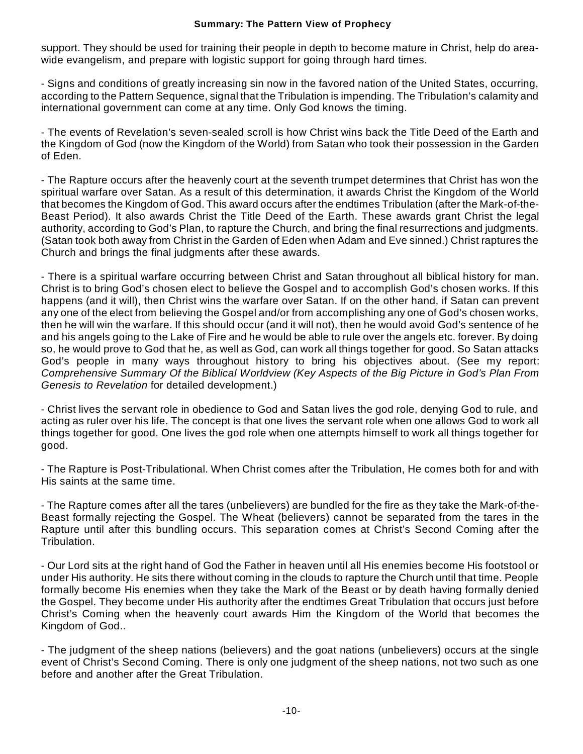support. They should be used for training their people in depth to become mature in Christ, help do area-wide evangelism, and prepare with logistic support for going through hard times.

- Signs and conditions of greatly increasing sin now in the favored nation of the United States, occurring, according to the Pattern Sequence, signal that the Tribulation is impending. The Tribulation's calamity and international government can come at any time. Only God knows the timing.

- The events of Revelation's seven-sealed scroll is how Christ wins back the Title Deed of the Earth and the Kingdom of God (now the Kingdom of the World) from Satan who took their possession in the Garden of Eden.

- The Rapture occurs after the heavenly court at the seventh trumpet determines that Christ has won the spiritual warfare over Satan. As a result of this determination, it awards Christ the Kingdom of the World that becomes the Kingdom of God. This award occurs after the endtimes Tribulation (after the Mark-of-the-Beast Period). It also awards Christ the Title Deed of the Earth. These awards grant Christ the legal authority, according to God's Plan, to rapture the Church, and bring the final resurrections and judgments. (Satan took both away from Christ in the Garden of Eden when Adam and Eve sinned.) Christ raptures the Church and brings the final judgments after these awards.

- There is a spiritual warfare occurring between Christ and Satan throughout all biblical history for man. Christ is to bring God's chosen elect to believe the Gospel and to accomplish God's chosen works. If this happens (and it will), then Christ wins the warfare over Satan. If on the other hand, if Satan can prevent any one of the elect from believing the Gospel and/or from accomplishing any one of God's chosen works, then he will win the warfare. If this should occur (and it will not), then he would avoid God's sentence of he and his angels going to the Lake of Fire and he would be able to rule over the angels etc. forever. By doing so, he would prove to God that he, as well as God, can work all things together for good. So Satan attacks God's people in many ways throughout history to bring his objectives about. (See my report: *Comprehensive Summary Of the Biblical Worldview (Key Aspects of the Big Picture in God's Plan From Genesis to Revelation* for detailed development.)

- Christ lives the servant role in obedience to God and Satan lives the god role, denying God to rule, and acting as ruler over his life. The concept is that one lives the servant role when one allows God to work all things together for good. One lives the god role when one attempts himself to work all things together for good.

- The Rapture is Post-Tribulational. When Christ comes after the Tribulation, He comes both for and with His saints at the same time.

- The Rapture comes after all the tares (unbelievers) are bundled for the fire as they take the Mark-of-the-Beast formally rejecting the Gospel. The Wheat (believers) cannot be separated from the tares in the Rapture until after this bundling occurs. This separation comes at Christ's Second Coming after the Tribulation.

- Our Lord sits at the right hand of God the Father in heaven until all His enemies become His footstool or under His authority. He sits there without coming in the clouds to rapture the Church until that time. People formally become His enemies when they take the Mark of the Beast or by death having formally denied the Gospel. They become under His authority after the endtimes Great Tribulation that occurs just before Christ's Coming when the heavenly court awards Him the Kingdom of the World that becomes the Kingdom of God..

- The judgment of the sheep nations (believers) and the goat nations (unbelievers) occurs at the single event of Christ's Second Coming. There is only one judgment of the sheep nations, not two such as one before and another after the Great Tribulation.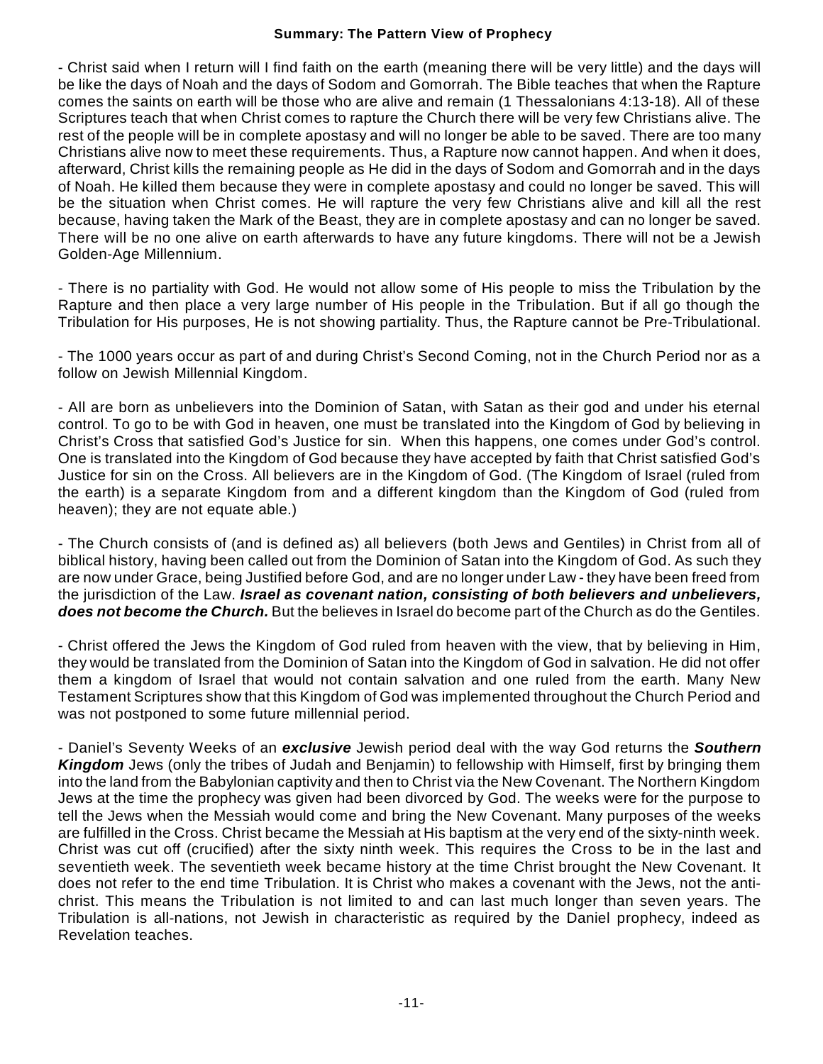**Summary: The Pattern View of Prophecy**

- Christ said when I return will I find faith on the earth (meaning there will be very little) and the days will be like the days of Noah and the days of Sodom and Gomorrah. The Bible teaches that when the Rapture comes the saints on earth will be those who are alive and remain (1 Thessalonians 4:13-18). All of these Scriptures teach that when Christ comes to rapture the Church there will be very few Christians alive. The rest of the people will be in complete apostasy and will no longer be able to be saved. There are too many Christians alive now to meet these requirements. Thus, a Rapture now cannot happen. And when it does, afterward, Christ kills the remaining people as He did in the days of Sodom and Gomorrah and in the days of Noah. He killed them because they were in complete apostasy and could no longer be saved. This will be the situation when Christ comes. He will rapture the very few Christians alive and kill all the rest because, having taken the Mark of the Beast, they are in complete apostasy and can no longer be saved. There will be no one alive on earth afterwards to have any future kingdoms. There will not be a Jewish Golden-Age Millennium.

- There is no partiality with God. He would not allow some of His people to miss the Tribulation by the Rapture and then place a very large number of His people in the Tribulation. But if all go though the Tribulation for His purposes, He is not showing partiality. Thus, the Rapture cannot be Pre-Tribulational.

- The 1000 years occur as part of and during Christ's Second Coming, not in the Church Period nor as a follow on Jewish Millennial Kingdom.

- All are born as unbelievers into the Dominion of Satan, with Satan as their god and under his eternal control. To go to be with God in heaven, one must be translated into the Kingdom of God by believing in Christ's Cross that satisfied God's Justice for sin. When this happens, one comes under God's control. One is translated into the Kingdom of God because they have accepted by faith that Christ satisfied God's Justice for sin on the Cross. All believers are in the Kingdom of God. (The Kingdom of Israel (ruled from the earth) is a separate Kingdom from and a different kingdom than the Kingdom of God (ruled from heaven); they are not equate able.)

- The Church consists of (and is defined as) all believers (both Jews and Gentiles) in Christ from all of biblical history, having been called out from the Dominion of Satan into the Kingdom of God. As such they are now under Grace, being Justified before God, and are no longer under Law - they have been freed from the jurisdiction of the Law. ***Israel as covenant nation, consisting of both believers and unbelievers, does not become the Church.*** But the believes in Israel do become part of the Church as do the Gentiles.

- Christ offered the Jews the Kingdom of God ruled from heaven with the view, that by believing in Him, they would be translated from the Dominion of Satan into the Kingdom of God in salvation. He did not offer them a kingdom of Israel that would not contain salvation and one ruled from the earth. Many New Testament Scriptures show that this Kingdom of God was implemented throughout the Church Period and was not postponed to some future millennial period.

- Daniel's Seventy Weeks of an ***exclusive*** Jewish period deal with the way God returns the ***Southern Kingdom*** Jews (only the tribes of Judah and Benjamin) to fellowship with Himself, first by bringing them into the land from the Babylonian captivity and then to Christ via the New Covenant. The Northern Kingdom Jews at the time the prophecy was given had been divorced by God. The weeks were for the purpose to tell the Jews when the Messiah would come and bring the New Covenant. Many purposes of the weeks are fulfilled in the Cross. Christ became the Messiah at His baptism at the very end of the sixty-ninth week. Christ was cut off (crucified) after the sixty ninth week. This requires the Cross to be in the last and seventieth week. The seventieth week became history at the time Christ brought the New Covenant. It does not refer to the end time Tribulation. It is Christ who makes a covenant with the Jews, not the anti-christ. This means the Tribulation is not limited to and can last much longer than seven years. The Tribulation is all-nations, not Jewish in characteristic as required by the Daniel prophecy, indeed as Revelation teaches.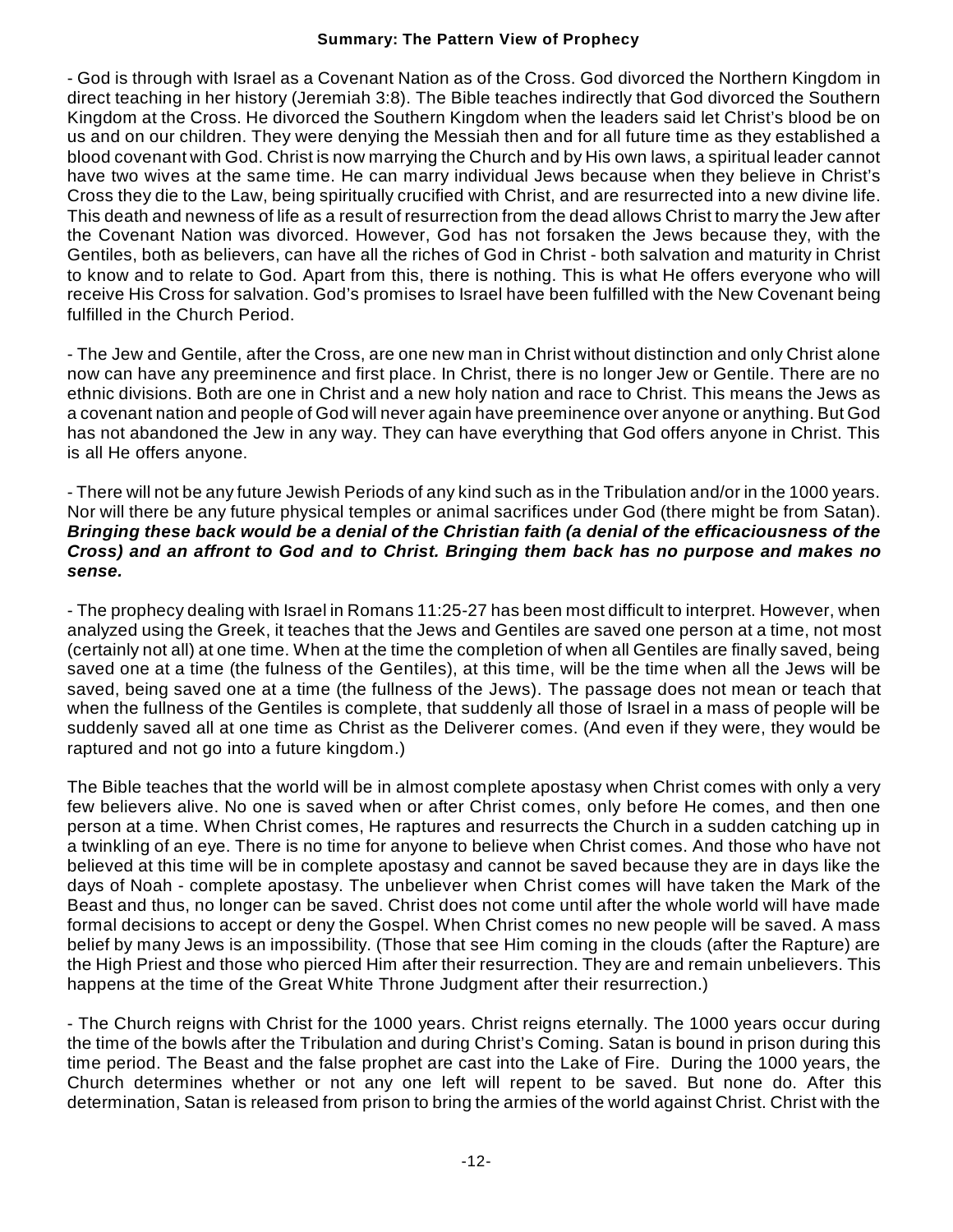## Summary: The Pattern View of Prophecy

- God is through with Israel as a Covenant Nation as of the Cross. God divorced the Northern Kingdom in direct teaching in her history (Jeremiah 3:8). The Bible teaches indirectly that God divorced the Southern Kingdom at the Cross. He divorced the Southern Kingdom when the leaders said let Christ's blood be on us and on our children. They were denying the Messiah then and for all future time as they established a blood covenant with God. Christ is now marrying the Church and by His own laws, a spiritual leader cannot have two wives at the same time. He can marry individual Jews because when they believe in Christ's Cross they die to the Law, being spiritually crucified with Christ, and are resurrected into a new divine life. This death and newness of life as a result of resurrection from the dead allows Christ to marry the Jew after the Covenant Nation was divorced. However, God has not forsaken the Jews because they, with the Gentiles, both as believers, can have all the riches of God in Christ - both salvation and maturity in Christ to know and to relate to God. Apart from this, there is nothing. This is what He offers everyone who will receive His Cross for salvation. God's promises to Israel have been fulfilled with the New Covenant being fulfilled in the Church Period.

- The Jew and Gentile, after the Cross, are one new man in Christ without distinction and only Christ alone now can have any preeminence and first place. In Christ, there is no longer Jew or Gentile. There are no ethnic divisions. Both are one in Christ and a new holy nation and race to Christ. This means the Jews as a covenant nation and people of God will never again have preeminence over anyone or anything. But God has not abandoned the Jew in any way. They can have everything that God offers anyone in Christ. This is all He offers anyone.

- There will not be any future Jewish Periods of any kind such as in the Tribulation and/or in the 1000 years. Nor will there be any future physical temples or animal sacrifices under God (there might be from Satan). ***Bringing these back would be a denial of the Christian faith (a denial of the efficaciousness of the Cross) and an affront to God and to Christ. Bringing them back has no purpose and makes no sense.***

- The prophecy dealing with Israel in Romans 11:25-27 has been most difficult to interpret. However, when analyzed using the Greek, it teaches that the Jews and Gentiles are saved one person at a time, not most (certainly not all) at one time. When at the time the completion of when all Gentiles are finally saved, being saved one at a time (the fulness of the Gentiles), at this time, will be the time when all the Jews will be saved, being saved one at a time (the fullness of the Jews). The passage does not mean or teach that when the fullness of the Gentiles is complete, that suddenly all those of Israel in a mass of people will be suddenly saved all at one time as Christ as the Deliverer comes. (And even if they were, they would be raptured and not go into a future kingdom.)

The Bible teaches that the world will be in almost complete apostasy when Christ comes with only a very few believers alive. No one is saved when or after Christ comes, only before He comes, and then one person at a time. When Christ comes, He raptures and resurrects the Church in a sudden catching up in a twinkling of an eye. There is no time for anyone to believe when Christ comes. And those who have not believed at this time will be in complete apostasy and cannot be saved because they are in days like the days of Noah - complete apostasy. The unbeliever when Christ comes will have taken the Mark of the Beast and thus, no longer can be saved. Christ does not come until after the whole world will have made formal decisions to accept or deny the Gospel. When Christ comes no new people will be saved. A mass belief by many Jews is an impossibility. (Those that see Him coming in the clouds (after the Rapture) are the High Priest and those who pierced Him after their resurrection. They are and remain unbelievers. This happens at the time of the Great White Throne Judgment after their resurrection.)

- The Church reigns with Christ for the 1000 years. Christ reigns eternally. The 1000 years occur during the time of the bowls after the Tribulation and during Christ's Coming. Satan is bound in prison during this time period. The Beast and the false prophet are cast into the Lake of Fire. During the 1000 years, the Church determines whether or not any one left will repent to be saved. But none do. After this determination, Satan is released from prison to bring the armies of the world against Christ. Christ with the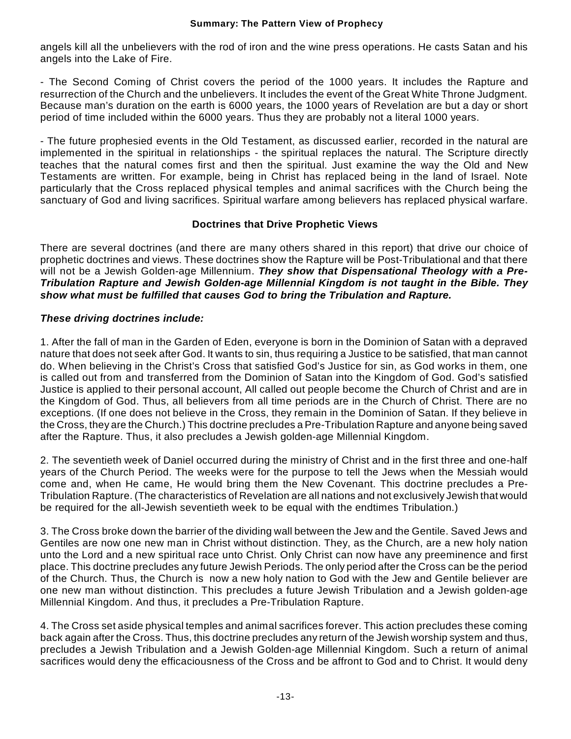angels kill all the unbelievers with the rod of iron and the wine press operations. He casts Satan and his angels into the Lake of Fire.

- The Second Coming of Christ covers the period of the 1000 years. It includes the Rapture and resurrection of the Church and the unbelievers. It includes the event of the Great White Throne Judgment. Because man's duration on the earth is 6000 years, the 1000 years of Revelation are but a day or short period of time included within the 6000 years. Thus they are probably not a literal 1000 years.

- The future prophesied events in the Old Testament, as discussed earlier, recorded in the natural are implemented in the spiritual in relationships - the spiritual replaces the natural. The Scripture directly teaches that the natural comes first and then the spiritual. Just examine the way the Old and New Testaments are written. For example, being in Christ has replaced being in the land of Israel. Note particularly that the Cross replaced physical temples and animal sacrifices with the Church being the sanctuary of God and living sacrifices. Spiritual warfare among believers has replaced physical warfare.

### Doctrines that Drive Prophetic Views

There are several doctrines (and there are many others shared in this report) that drive our choice of prophetic doctrines and views. These doctrines show the Rapture will be Post-Tribulational and that there will not be a Jewish Golden-age Millennium. ***They show that Dispensational Theology with a Pre-Tribulation Rapture and Jewish Golden-age Millennial Kingdom is not taught in the Bible. They show what must be fulfilled that causes God to bring the Tribulation and Rapture.***

***These driving doctrines include:***

1. After the fall of man in the Garden of Eden, everyone is born in the Dominion of Satan with a depraved nature that does not seek after God. It wants to sin, thus requiring a Justice to be satisfied, that man cannot do. When believing in the Christ's Cross that satisfied God's Justice for sin, as God works in them, one is called out from and transferred from the Dominion of Satan into the Kingdom of God. God's satisfied Justice is applied to their personal account, All called out people become the Church of Christ and are in the Kingdom of God. Thus, all believers from all time periods are in the Church of Christ. There are no exceptions. (If one does not believe in the Cross, they remain in the Dominion of Satan. If they believe in the Cross, they are the Church.) This doctrine precludes a Pre-Tribulation Rapture and anyone being saved after the Rapture. Thus, it also precludes a Jewish golden-age Millennial Kingdom.

2. The seventieth week of Daniel occurred during the ministry of Christ and in the first three and one-half years of the Church Period. The weeks were for the purpose to tell the Jews when the Messiah would come and, when He came, He would bring them the New Covenant. This doctrine precludes a Pre-Tribulation Rapture. (The characteristics of Revelation are all nations and not exclusively Jewish that would be required for the all-Jewish seventieth week to be equal with the endtimes Tribulation.)

3. The Cross broke down the barrier of the dividing wall between the Jew and the Gentile. Saved Jews and Gentiles are now one new man in Christ without distinction. They, as the Church, are a new holy nation unto the Lord and a new spiritual race unto Christ. Only Christ can now have any preeminence and first place. This doctrine precludes any future Jewish Periods. The only period after the Cross can be the period of the Church. Thus, the Church is now a new holy nation to God with the Jew and Gentile believer are one new man without distinction. This precludes a future Jewish Tribulation and a Jewish golden-age Millennial Kingdom. And thus, it precludes a Pre-Tribulation Rapture.

4. The Cross set aside physical temples and animal sacrifices forever. This action precludes these coming back again after the Cross. Thus, this doctrine precludes any return of the Jewish worship system and thus, precludes a Jewish Tribulation and a Jewish Golden-age Millennial Kingdom. Such a return of animal sacrifices would deny the efficaciousness of the Cross and be affront to God and to Christ. It would deny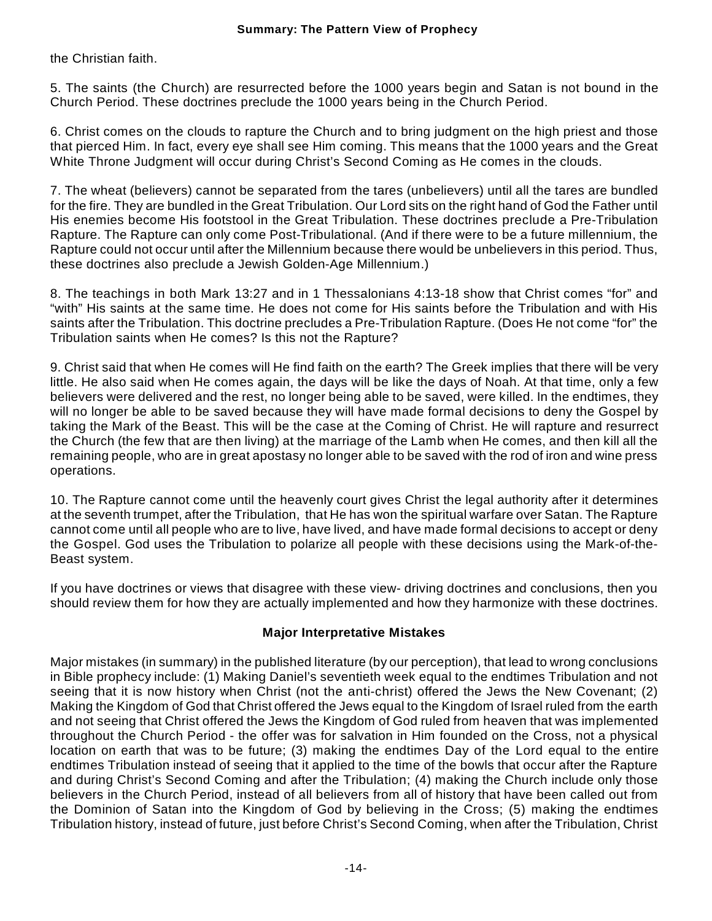the Christian faith.

5. The saints (the Church) are resurrected before the 1000 years begin and Satan is not bound in the Church Period. These doctrines preclude the 1000 years being in the Church Period.

6. Christ comes on the clouds to rapture the Church and to bring judgment on the high priest and those that pierced Him. In fact, every eye shall see Him coming. This means that the 1000 years and the Great White Throne Judgment will occur during Christ's Second Coming as He comes in the clouds.

7. The wheat (believers) cannot be separated from the tares (unbelievers) until all the tares are bundled for the fire. They are bundled in the Great Tribulation. Our Lord sits on the right hand of God the Father until His enemies become His footstool in the Great Tribulation. These doctrines preclude a Pre-Tribulation Rapture. The Rapture can only come Post-Tribulational. (And if there were to be a future millennium, the Rapture could not occur until after the Millennium because there would be unbelievers in this period. Thus, these doctrines also preclude a Jewish Golden-Age Millennium.)

8. The teachings in both Mark 13:27 and in 1 Thessalonians 4:13-18 show that Christ comes "for" and "with" His saints at the same time. He does not come for His saints before the Tribulation and with His saints after the Tribulation. This doctrine precludes a Pre-Tribulation Rapture. (Does He not come "for" the Tribulation saints when He comes? Is this not the Rapture?

9. Christ said that when He comes will He find faith on the earth? The Greek implies that there will be very little. He also said when He comes again, the days will be like the days of Noah. At that time, only a few believers were delivered and the rest, no longer being able to be saved, were killed. In the endtimes, they will no longer be able to be saved because they will have made formal decisions to deny the Gospel by taking the Mark of the Beast. This will be the case at the Coming of Christ. He will rapture and resurrect the Church (the few that are then living) at the marriage of the Lamb when He comes, and then kill all the remaining people, who are in great apostasy no longer able to be saved with the rod of iron and wine press operations.

10. The Rapture cannot come until the heavenly court gives Christ the legal authority after it determines at the seventh trumpet, after the Tribulation, that He has won the spiritual warfare over Satan. The Rapture cannot come until all people who are to live, have lived, and have made formal decisions to accept or deny the Gospel. God uses the Tribulation to polarize all people with these decisions using the Mark-of-the-Beast system.

If you have doctrines or views that disagree with these view- driving doctrines and conclusions, then you should review them for how they are actually implemented and how they harmonize with these doctrines.

### Major Interpretative Mistakes

Major mistakes (in summary) in the published literature (by our perception), that lead to wrong conclusions in Bible prophecy include: (1) Making Daniel's seventieth week equal to the endtimes Tribulation and not seeing that it is now history when Christ (not the anti-christ) offered the Jews the New Covenant; (2) Making the Kingdom of God that Christ offered the Jews equal to the Kingdom of Israel ruled from the earth and not seeing that Christ offered the Jews the Kingdom of God ruled from heaven that was implemented throughout the Church Period - the offer was for salvation in Him founded on the Cross, not a physical location on earth that was to be future; (3) making the endtimes Day of the Lord equal to the entire endtimes Tribulation instead of seeing that it applied to the time of the bowls that occur after the Rapture and during Christ's Second Coming and after the Tribulation; (4) making the Church include only those believers in the Church Period, instead of all believers from all of history that have been called out from the Dominion of Satan into the Kingdom of God by believing in the Cross; (5) making the endtimes Tribulation history, instead of future, just before Christ's Second Coming, when after the Tribulation, Christ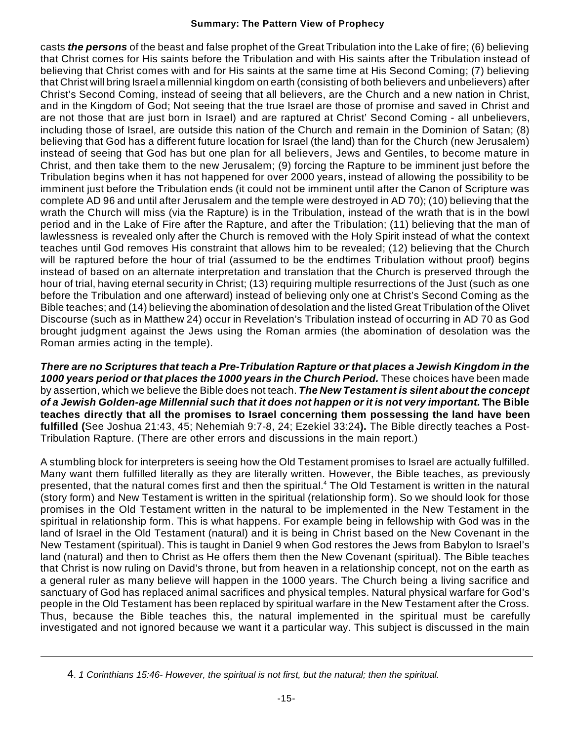casts ***the persons*** of the beast and false prophet of the Great Tribulation into the Lake of fire; (6) believing that Christ comes for His saints before the Tribulation and with His saints after the Tribulation instead of believing that Christ comes with and for His saints at the same time at His Second Coming; (7) believing that Christ will bring Israel a millennial kingdom on earth (consisting of both believers and unbelievers) after Christ's Second Coming, instead of seeing that all believers, are the Church and a new nation in Christ, and in the Kingdom of God; Not seeing that the true Israel are those of promise and saved in Christ and are not those that are just born in Israel) and are raptured at Christ' Second Coming - all unbelievers, including those of Israel, are outside this nation of the Church and remain in the Dominion of Satan; (8) believing that God has a different future location for Israel (the land) than for the Church (new Jerusalem) instead of seeing that God has but one plan for all believers, Jews and Gentiles, to become mature in Christ, and then take them to the new Jerusalem; (9) forcing the Rapture to be imminent just before the Tribulation begins when it has not happened for over 2000 years, instead of allowing the possibility to be imminent just before the Tribulation ends (it could not be imminent until after the Canon of Scripture was complete AD 96 and until after Jerusalem and the temple were destroyed in AD 70); (10) believing that the wrath the Church will miss (via the Rapture) is in the Tribulation, instead of the wrath that is in the bowl period and in the Lake of Fire after the Rapture, and after the Tribulation; (11) believing that the man of lawlessness is revealed only after the Church is removed with the Holy Spirit instead of what the context teaches until God removes His constraint that allows him to be revealed; (12) believing that the Church will be raptured before the hour of trial (assumed to be the endtimes Tribulation without proof) begins instead of based on an alternate interpretation and translation that the Church is preserved through the hour of trial, having eternal security in Christ; (13) requiring multiple resurrections of the Just (such as one before the Tribulation and one afterward) instead of believing only one at Christ's Second Coming as the Bible teaches; and (14) believing the abomination of desolation and the listed Great Tribulation of the Olivet Discourse (such as in Matthew 24) occur in Revelation's Tribulation instead of occurring in AD 70 as God brought judgment against the Jews using the Roman armies (the abomination of desolation was the Roman armies acting in the temple).

***There are no Scriptures that teach a Pre-Tribulation Rapture or that places a Jewish Kingdom in the 1000 years period or that places the 1000 years in the Church Period.*** These choices have been made by assertion, which we believe the Bible does not teach. ***The New Testament is silent about the concept of a Jewish Golden-age Millennial such that it does not happen or it is not very important.*** **The Bible teaches directly that all the promises to Israel concerning them possessing the land have been fulfilled (**See Joshua 21:43, 45; Nehemiah 9:7-8, 24; Ezekiel 33:24**).** The Bible directly teaches a Post-Tribulation Rapture. (There are other errors and discussions in the main report.)

A stumbling block for interpreters is seeing how the Old Testament promises to Israel are actually fulfilled. Many want them fulfilled literally as they are literally written. However, the Bible teaches, as previously presented, that the natural comes first and then the spiritual.[4] The Old Testament is written in the natural (story form) and New Testament is written in the spiritual (relationship form). So we should look for those promises in the Old Testament written in the natural to be implemented in the New Testament in the spiritual in relationship form. This is what happens. For example being in fellowship with God was in the land of Israel in the Old Testament (natural) and it is being in Christ based on the New Covenant in the New Testament (spiritual). This is taught in Daniel 9 when God restores the Jews from Babylon to Israel's land (natural) and then to Christ as He offers them then the New Covenant (spiritual). The Bible teaches that Christ is now ruling on David's throne, but from heaven in a relationship concept, not on the earth as a general ruler as many believe will happen in the 1000 years. The Church being a living sacrifice and sanctuary of God has replaced animal sacrifices and physical temples. Natural physical warfare for God's people in the Old Testament has been replaced by spiritual warfare in the New Testament after the Cross. Thus, because the Bible teaches this, the natural implemented in the spiritual must be carefully investigated and not ignored because we want it a particular way. This subject is discussed in the main

---

4. *1 Corinthians 15:46- However, the spiritual is not first, but the natural; then the spiritual.*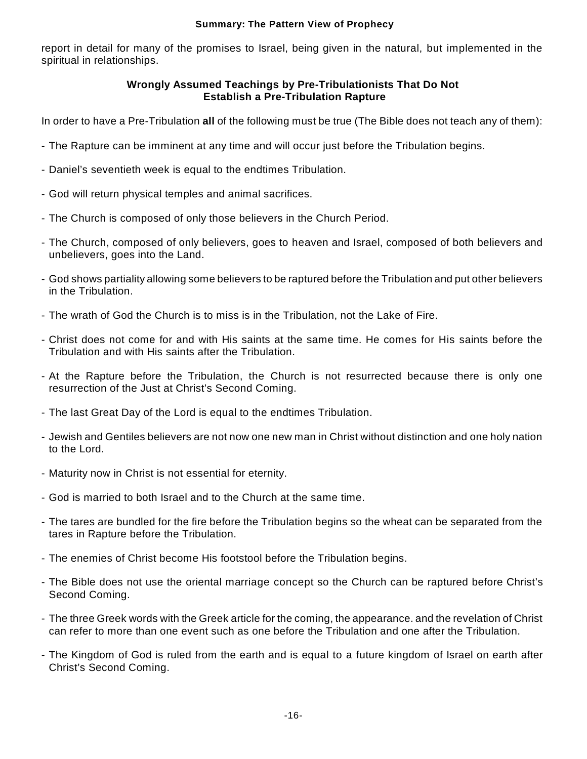report in detail for many of the promises to Israel, being given in the natural, but implemented in the spiritual in relationships.

### Wrongly Assumed Teachings by Pre-Tribulationists That Do Not Establish a Pre-Tribulation Rapture

In order to have a Pre-Tribulation **all** of the following must be true (The Bible does not teach any of them):

- The Rapture can be imminent at any time and will occur just before the Tribulation begins.
- Daniel's seventieth week is equal to the endtimes Tribulation.
- God will return physical temples and animal sacrifices.
- The Church is composed of only those believers in the Church Period.
- The Church, composed of only believers, goes to heaven and Israel, composed of both believers and unbelievers, goes into the Land.
- God shows partiality allowing some believers to be raptured before the Tribulation and put other believers in the Tribulation.
- The wrath of God the Church is to miss is in the Tribulation, not the Lake of Fire.
- Christ does not come for and with His saints at the same time. He comes for His saints before the Tribulation and with His saints after the Tribulation.
- At the Rapture before the Tribulation, the Church is not resurrected because there is only one resurrection of the Just at Christ's Second Coming.
- The last Great Day of the Lord is equal to the endtimes Tribulation.
- Jewish and Gentiles believers are not now one new man in Christ without distinction and one holy nation to the Lord.
- Maturity now in Christ is not essential for eternity.
- God is married to both Israel and to the Church at the same time.
- The tares are bundled for the fire before the Tribulation begins so the wheat can be separated from the tares in Rapture before the Tribulation.
- The enemies of Christ become His footstool before the Tribulation begins.
- The Bible does not use the oriental marriage concept so the Church can be raptured before Christ's Second Coming.
- The three Greek words with the Greek article for the coming, the appearance. and the revelation of Christ can refer to more than one event such as one before the Tribulation and one after the Tribulation.
- The Kingdom of God is ruled from the earth and is equal to a future kingdom of Israel on earth after Christ's Second Coming.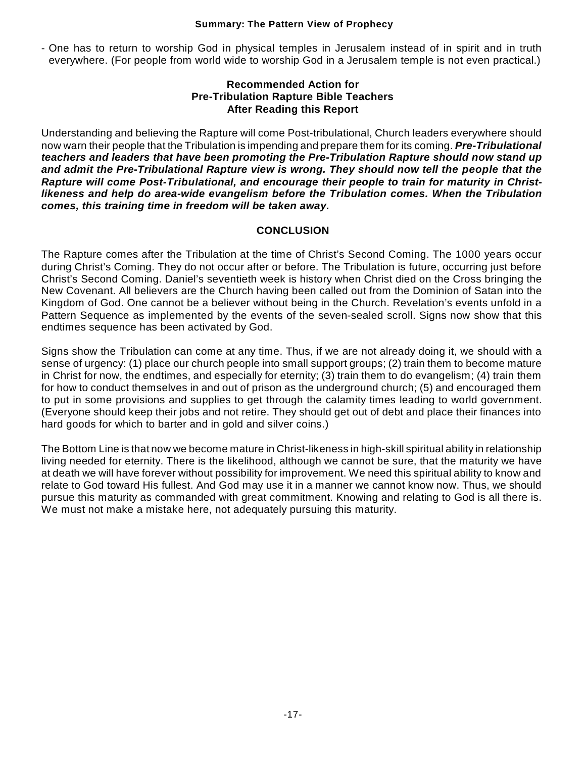- One has to return to worship God in physical temples in Jerusalem instead of in spirit and in truth everywhere. (For people from world wide to worship God in a Jerusalem temple is not even practical.)

### Recommended Action for Pre-Tribulation Rapture Bible Teachers After Reading this Report

Understanding and believing the Rapture will come Post-tribulational, Church leaders everywhere should now warn their people that the Tribulation is impending and prepare them for its coming. ***Pre-Tribulational teachers and leaders that have been promoting the Pre-Tribulation Rapture should now stand up and admit the Pre-Tribulational Rapture view is wrong. They should now tell the people that the Rapture will come Post-Tribulational, and encourage their people to train for maturity in Christ-likeness and help do area-wide evangelism before the Tribulation comes. When the Tribulation comes, this training time in freedom will be taken away.***

## CONCLUSION

The Rapture comes after the Tribulation at the time of Christ's Second Coming. The 1000 years occur during Christ's Coming. They do not occur after or before. The Tribulation is future, occurring just before Christ's Second Coming. Daniel's seventieth week is history when Christ died on the Cross bringing the New Covenant. All believers are the Church having been called out from the Dominion of Satan into the Kingdom of God. One cannot be a believer without being in the Church. Revelation's events unfold in a Pattern Sequence as implemented by the events of the seven-sealed scroll. Signs now show that this endtimes sequence has been activated by God.

Signs show the Tribulation can come at any time. Thus, if we are not already doing it, we should with a sense of urgency: (1) place our church people into small support groups; (2) train them to become mature in Christ for now, the endtimes, and especially for eternity; (3) train them to do evangelism; (4) train them for how to conduct themselves in and out of prison as the underground church; (5) and encouraged them to put in some provisions and supplies to get through the calamity times leading to world government. (Everyone should keep their jobs and not retire. They should get out of debt and place their finances into hard goods for which to barter and in gold and silver coins.)

The Bottom Line is that now we become mature in Christ-likeness in high-skill spiritual ability in relationship living needed for eternity. There is the likelihood, although we cannot be sure, that the maturity we have at death we will have forever without possibility for improvement. We need this spiritual ability to know and relate to God toward His fullest. And God may use it in a manner we cannot know now. Thus, we should pursue this maturity as commanded with great commitment. Knowing and relating to God is all there is. We must not make a mistake here, not adequately pursuing this maturity.